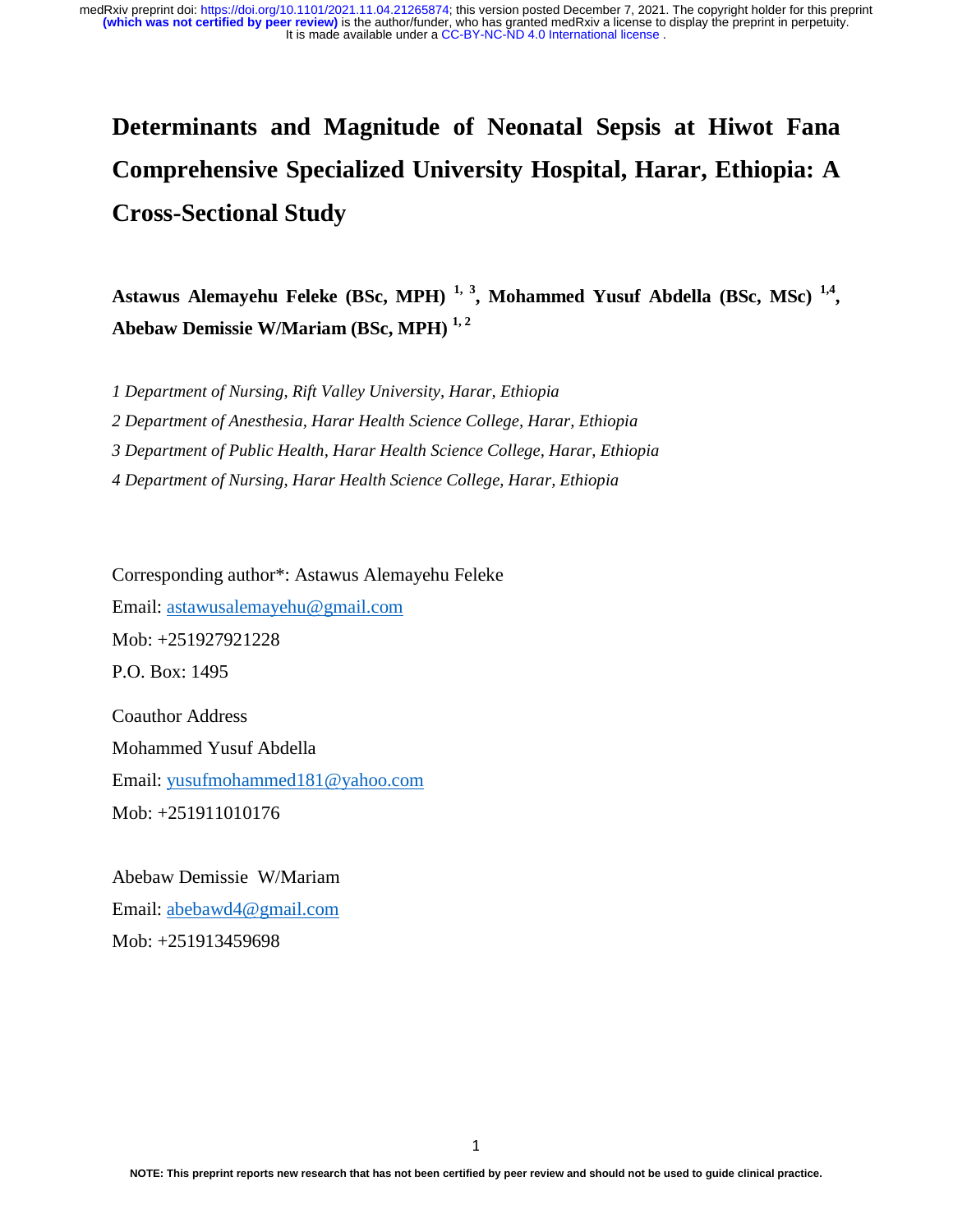# Determinants and Magnitude of Neonatal Sepsis at Hiwot Fana Comprehensive Specialized University Hospital, Harar, Ethiopia: A Cross-Sectional Study

**Astawus Alemayehu Feleke (BSc, MPH) [1, 3], Mohammed Yusuf Abdella (BSc, MSc) [1,4], Abebaw Demissie W/Mariam (BSc, MPH) [1, 2]**

*1 Department of Nursing, Rift Valley University, Harar, Ethiopia*

*2 Department of Anesthesia, Harar Health Science College, Harar, Ethiopia*

*3 Department of Public Health, Harar Health Science College, Harar, Ethiopia*

*4 Department of Nursing, Harar Health Science College, Harar, Ethiopia*

Corresponding author*: Astawus Alemayehu Feleke

Email: astawusalemayehu@gmail.com

Mob: +251927921228

P.O. Box: 1495

Coauthor Address

Mohammed Yusuf Abdella

Email: yusufmohammed181@yahoo.com

Mob: +251911010176

Abebaw Demissie W/Mariam

Email: abebawd4@gmail.com

Mob: +251913459698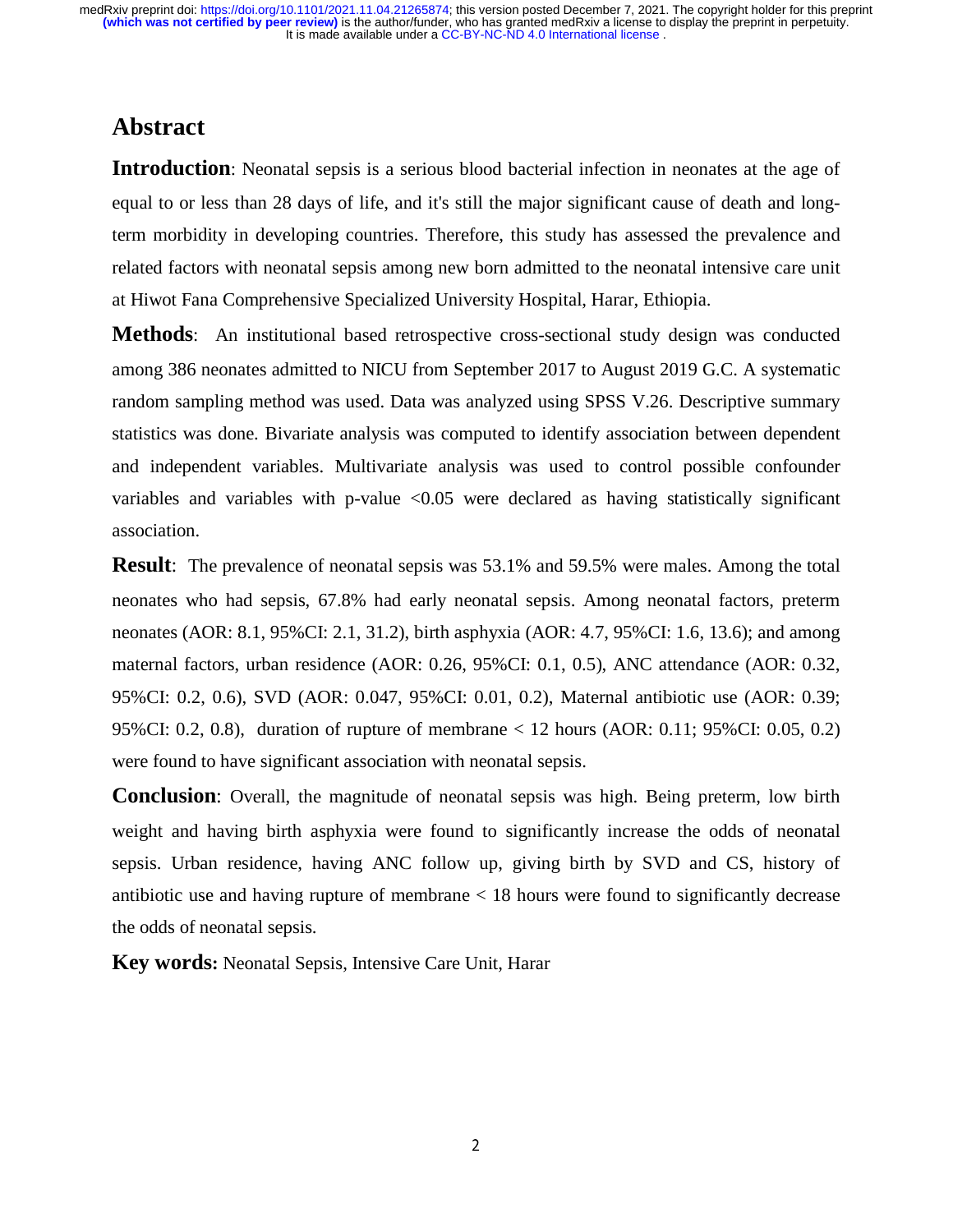# Abstract

**Introduction**: Neonatal sepsis is a serious blood bacterial infection in neonates at the age of equal to or less than 28 days of life, and it's still the major significant cause of death and long-term morbidity in developing countries. Therefore, this study has assessed the prevalence and related factors with neonatal sepsis among new born admitted to the neonatal intensive care unit at Hiwot Fana Comprehensive Specialized University Hospital, Harar, Ethiopia.

**Methods**: An institutional based retrospective cross-sectional study design was conducted among 386 neonates admitted to NICU from September 2017 to August 2019 G.C. A systematic random sampling method was used. Data was analyzed using SPSS V.26. Descriptive summary statistics was done. Bivariate analysis was computed to identify association between dependent and independent variables. Multivariate analysis was used to control possible confounder variables and variables with p-value <0.05 were declared as having statistically significant association.

**Result**: The prevalence of neonatal sepsis was 53.1% and 59.5% were males. Among the total neonates who had sepsis, 67.8% had early neonatal sepsis. Among neonatal factors, preterm neonates (AOR: 8.1, 95%CI: 2.1, 31.2), birth asphyxia (AOR: 4.7, 95%CI: 1.6, 13.6); and among maternal factors, urban residence (AOR: 0.26, 95%CI: 0.1, 0.5), ANC attendance (AOR: 0.32, 95%CI: 0.2, 0.6), SVD (AOR: 0.047, 95%CI: 0.01, 0.2), Maternal antibiotic use (AOR: 0.39; 95%CI: 0.2, 0.8), duration of rupture of membrane < 12 hours (AOR: 0.11; 95%CI: 0.05, 0.2) were found to have significant association with neonatal sepsis.

**Conclusion**: Overall, the magnitude of neonatal sepsis was high. Being preterm, low birth weight and having birth asphyxia were found to significantly increase the odds of neonatal sepsis. Urban residence, having ANC follow up, giving birth by SVD and CS, history of antibiotic use and having rupture of membrane < 18 hours were found to significantly decrease the odds of neonatal sepsis.

**Key words:** Neonatal Sepsis, Intensive Care Unit, Harar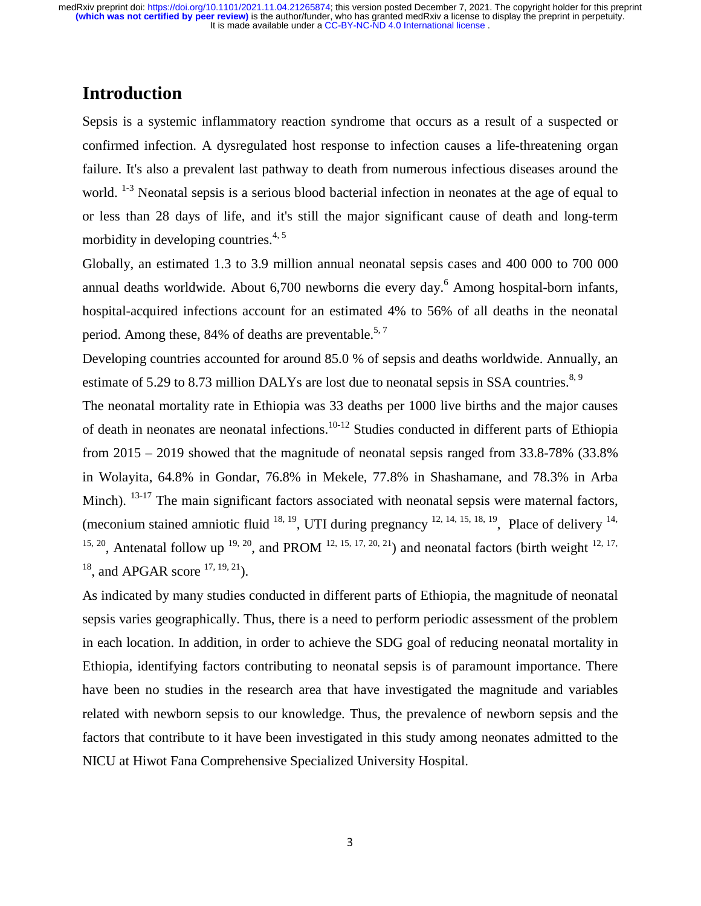## Introduction

Sepsis is a systemic inflammatory reaction syndrome that occurs as a result of a suspected or confirmed infection. A dysregulated host response to infection causes a life-threatening organ failure. It's also a prevalent last pathway to death from numerous infectious diseases around the world. [1-3] Neonatal sepsis is a serious blood bacterial infection in neonates at the age of equal to or less than 28 days of life, and it's still the major significant cause of death and long-term morbidity in developing countries.[4, 5]

Globally, an estimated 1.3 to 3.9 million annual neonatal sepsis cases and 400 000 to 700 000 annual deaths worldwide. About 6,700 newborns die every day.[6] Among hospital-born infants, hospital-acquired infections account for an estimated 4% to 56% of all deaths in the neonatal period. Among these, 84% of deaths are preventable.[5, 7]

Developing countries accounted for around 85.0 % of sepsis and deaths worldwide. Annually, an estimate of 5.29 to 8.73 million DALYs are lost due to neonatal sepsis in SSA countries.[8, 9]

The neonatal mortality rate in Ethiopia was 33 deaths per 1000 live births and the major causes of death in neonates are neonatal infections.[10-12] Studies conducted in different parts of Ethiopia from 2015 – 2019 showed that the magnitude of neonatal sepsis ranged from 33.8-78% (33.8% in Wolayita, 64.8% in Gondar, 76.8% in Mekele, 77.8% in Shashamane, and 78.3% in Arba Minch). [13-17] The main significant factors associated with neonatal sepsis were maternal factors, (meconium stained amniotic fluid [18, 19], UTI during pregnancy [12, 14, 15, 18, 19], Place of delivery [14, 15, 20], Antenatal follow up [19, 20], and PROM [12, 15, 17, 20, 21]) and neonatal factors (birth weight [12, 17, 18], and APGAR score [17, 19, 21]).

As indicated by many studies conducted in different parts of Ethiopia, the magnitude of neonatal sepsis varies geographically. Thus, there is a need to perform periodic assessment of the problem in each location. In addition, in order to achieve the SDG goal of reducing neonatal mortality in Ethiopia, identifying factors contributing to neonatal sepsis is of paramount importance. There have been no studies in the research area that have investigated the magnitude and variables related with newborn sepsis to our knowledge. Thus, the prevalence of newborn sepsis and the factors that contribute to it have been investigated in this study among neonates admitted to the NICU at Hiwot Fana Comprehensive Specialized University Hospital.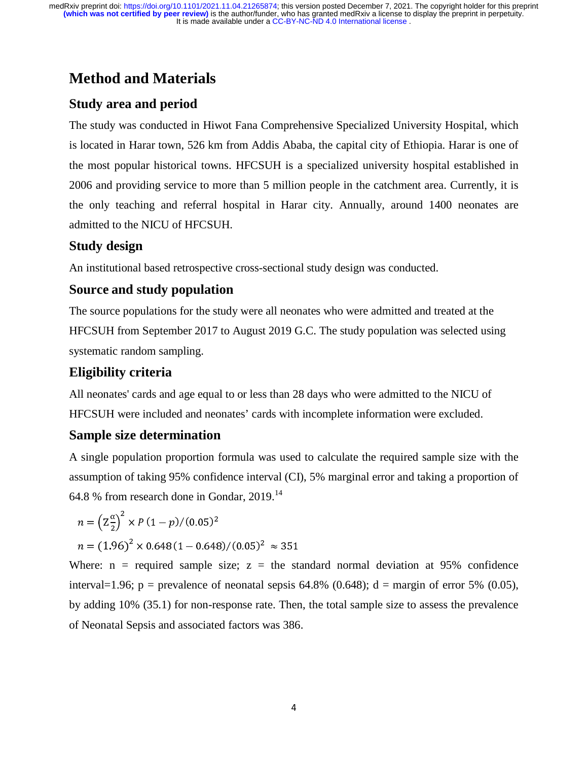# Method and Materials

## Study area and period

The study was conducted in Hiwot Fana Comprehensive Specialized University Hospital, which is located in Harar town, 526 km from Addis Ababa, the capital city of Ethiopia. Harar is one of the most popular historical towns. HFCSUH is a specialized university hospital established in 2006 and providing service to more than 5 million people in the catchment area. Currently, it is the only teaching and referral hospital in Harar city. Annually, around 1400 neonates are admitted to the NICU of HFCSUH.

## Study design

An institutional based retrospective cross-sectional study design was conducted.

## Source and study population

The source populations for the study were all neonates who were admitted and treated at the HFCSUH from September 2017 to August 2019 G.C. The study population was selected using systematic random sampling.

## Eligibility criteria

All neonates' cards and age equal to or less than 28 days who were admitted to the NICU of HFCSUH were included and neonates' cards with incomplete information were excluded.

## Sample size determination

A single population proportion formula was used to calculate the required sample size with the assumption of taking 95% confidence interval (CI), 5% marginal error and taking a proportion of 64.8 % from research done in Gondar, 2019.[14]

$$n = \left(Z\frac{\alpha}{2}\right)^2 \times P\,(1-p)/(0.05)^2$$

$$n = (1.96)^2 \times 0.648\,(1-0.648)/(0.05)^2 \approx 351$$

Where: n = required sample size; z = the standard normal deviation at 95% confidence interval=1.96; p = prevalence of neonatal sepsis 64.8% (0.648); d = margin of error 5% (0.05), by adding 10% (35.1) for non-response rate. Then, the total sample size to assess the prevalence of Neonatal Sepsis and associated factors was 386.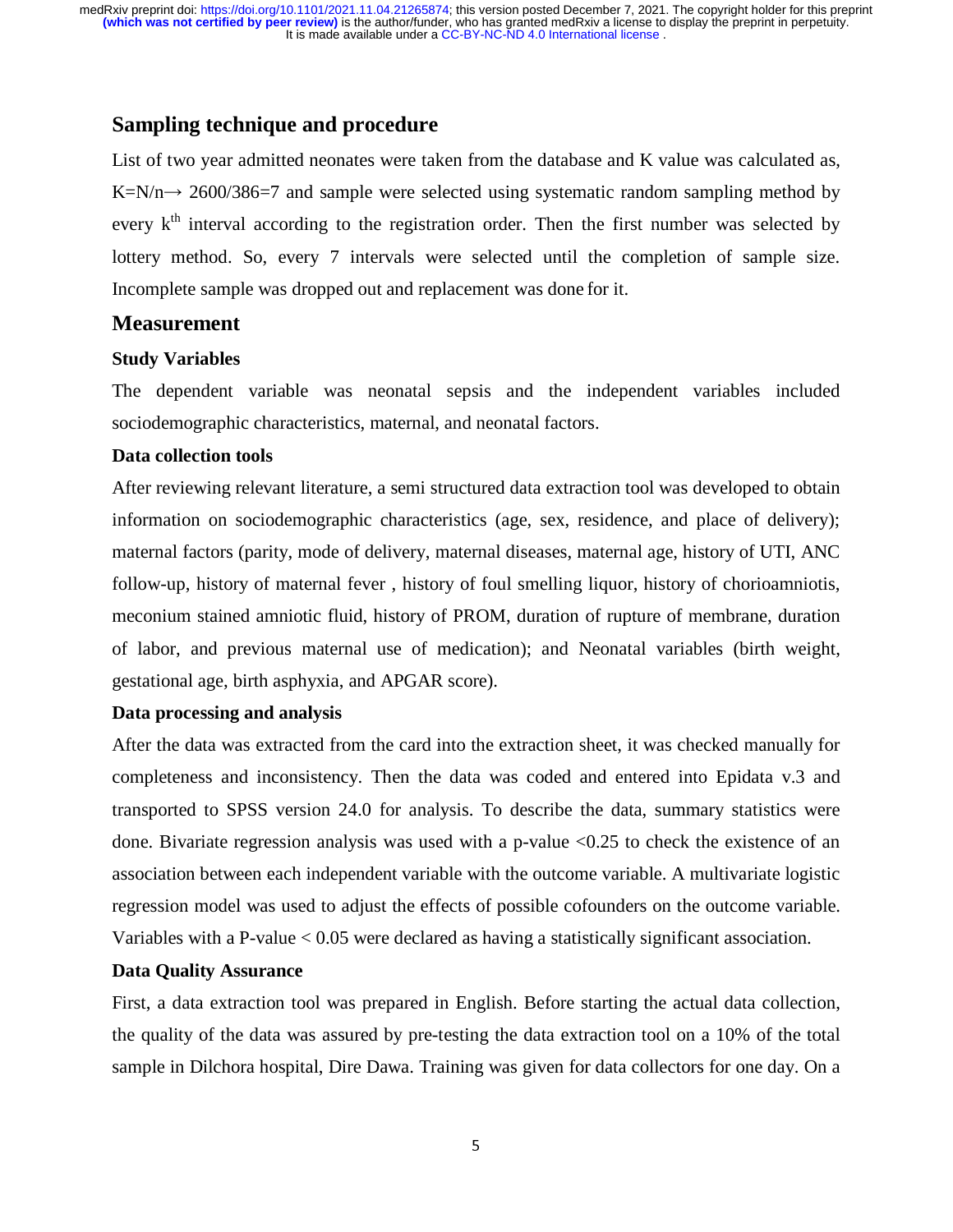## Sampling technique and procedure

List of two year admitted neonates were taken from the database and K value was calculated as, $K=N/n \rightarrow 2600/386=7$ and sample were selected using systematic random sampling method by every $k^{th}$ interval according to the registration order. Then the first number was selected by lottery method. So, every 7 intervals were selected until the completion of sample size. Incomplete sample was dropped out and replacement was done for it.

## Measurement

### Study Variables

The dependent variable was neonatal sepsis and the independent variables included sociodemographic characteristics, maternal, and neonatal factors.

### Data collection tools

After reviewing relevant literature, a semi structured data extraction tool was developed to obtain information on sociodemographic characteristics (age, sex, residence, and place of delivery); maternal factors (parity, mode of delivery, maternal diseases, maternal age, history of UTI, ANC follow-up, history of maternal fever , history of foul smelling liquor, history of chorioamniotis, meconium stained amniotic fluid, history of PROM, duration of rupture of membrane, duration of labor, and previous maternal use of medication); and Neonatal variables (birth weight, gestational age, birth asphyxia, and APGAR score).

### Data processing and analysis

After the data was extracted from the card into the extraction sheet, it was checked manually for completeness and inconsistency. Then the data was coded and entered into Epidata v.3 and transported to SPSS version 24.0 for analysis. To describe the data, summary statistics were done. Bivariate regression analysis was used with a p-value $<0.25$ to check the existence of an association between each independent variable with the outcome variable. A multivariate logistic regression model was used to adjust the effects of possible cofounders on the outcome variable. Variables with a P-value $< 0.05$ were declared as having a statistically significant association.

### Data Quality Assurance

First, a data extraction tool was prepared in English. Before starting the actual data collection, the quality of the data was assured by pre-testing the data extraction tool on a 10% of the total sample in Dilchora hospital, Dire Dawa. Training was given for data collectors for one day. On a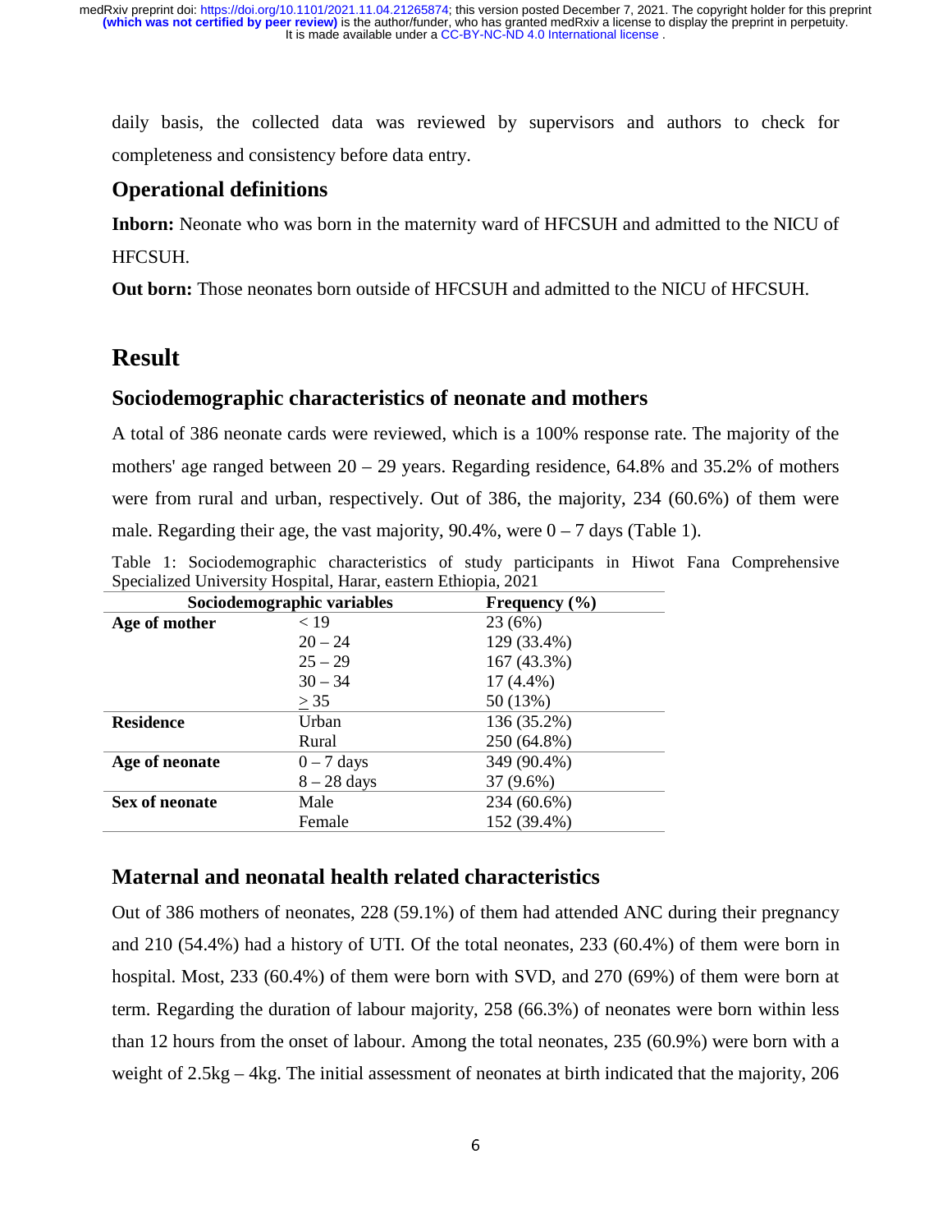daily basis, the collected data was reviewed by supervisors and authors to check for completeness and consistency before data entry.

## Operational definitions

**Inborn:** Neonate who was born in the maternity ward of HFCSUH and admitted to the NICU of HFCSUH.

**Out born:** Those neonates born outside of HFCSUH and admitted to the NICU of HFCSUH.

# Result

## Sociodemographic characteristics of neonate and mothers

A total of 386 neonate cards were reviewed, which is a 100% response rate. The majority of the mothers' age ranged between 20 – 29 years. Regarding residence, 64.8% and 35.2% of mothers were from rural and urban, respectively. Out of 386, the majority, 234 (60.6%) of them were male. Regarding their age, the vast majority, 90.4%, were 0 – 7 days (Table 1).

Table 1: Sociodemographic characteristics of study participants in Hiwot Fana Comprehensive Specialized University Hospital, Harar, eastern Ethiopia, 2021

| Sociodemographic variables | | Frequency (%) |
|---|---|---|
| **Age of mother** | < 19 | 23 (6%) |
| | 20 – 24 | 129 (33.4%) |
| | 25 – 29 | 167 (43.3%) |
| | 30 – 34 | 17 (4.4%) |
| | ≥ 35 | 50 (13%) |
| **Residence** | Urban | 136 (35.2%) |
| | Rural | 250 (64.8%) |
| **Age of neonate** | 0 – 7 days | 349 (90.4%) |
| | 8 – 28 days | 37 (9.6%) |
| **Sex of neonate** | Male | 234 (60.6%) |
| | Female | 152 (39.4%) |

## Maternal and neonatal health related characteristics

Out of 386 mothers of neonates, 228 (59.1%) of them had attended ANC during their pregnancy and 210 (54.4%) had a history of UTI. Of the total neonates, 233 (60.4%) of them were born in hospital. Most, 233 (60.4%) of them were born with SVD, and 270 (69%) of them were born at term. Regarding the duration of labour majority, 258 (66.3%) of neonates were born within less than 12 hours from the onset of labour. Among the total neonates, 235 (60.9%) were born with a weight of 2.5kg – 4kg. The initial assessment of neonates at birth indicated that the majority, 206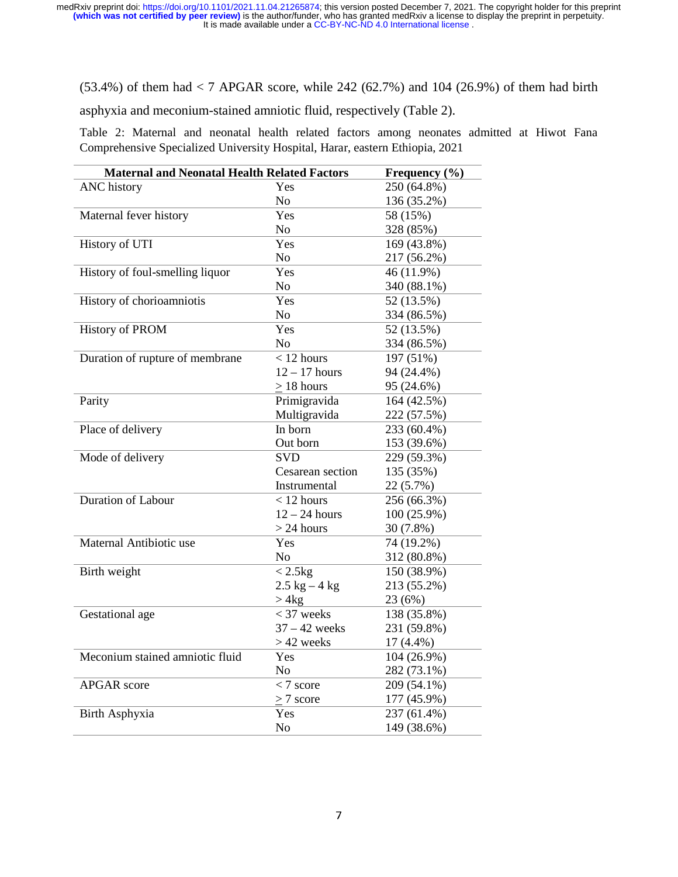(53.4%) of them had < 7 APGAR score, while 242 (62.7%) and 104 (26.9%) of them had birth asphyxia and meconium-stained amniotic fluid, respectively (Table 2).

Table 2: Maternal and neonatal health related factors among neonates admitted at Hiwot Fana Comprehensive Specialized University Hospital, Harar, eastern Ethiopia, 2021

| Maternal and Neonatal Health Related Factors | | Frequency (%) |
|---|---|---|
| ANC history | Yes | 250 (64.8%) |
| | No | 136 (35.2%) |
| Maternal fever history | Yes | 58 (15%) |
| | No | 328 (85%) |
| History of UTI | Yes | 169 (43.8%) |
| | No | 217 (56.2%) |
| History of foul-smelling liquor | Yes | 46 (11.9%) |
| | No | 340 (88.1%) |
| History of chorioamniotis | Yes | 52 (13.5%) |
| | No | 334 (86.5%) |
| History of PROM | Yes | 52 (13.5%) |
| | No | 334 (86.5%) |
| Duration of rupture of membrane | < 12 hours | 197 (51%) |
| | 12 – 17 hours | 94 (24.4%) |
| | ≥ 18 hours | 95 (24.6%) |
| Parity | Primigravida | 164 (42.5%) |
| | Multigravida | 222 (57.5%) |
| Place of delivery | In born | 233 (60.4%) |
| | Out born | 153 (39.6%) |
| Mode of delivery | SVD | 229 (59.3%) |
| | Cesarean section | 135 (35%) |
| | Instrumental | 22 (5.7%) |
| Duration of Labour | < 12 hours | 256 (66.3%) |
| | 12 – 24 hours | 100 (25.9%) |
| | > 24 hours | 30 (7.8%) |
| Maternal Antibiotic use | Yes | 74 (19.2%) |
| | No | 312 (80.8%) |
| Birth weight | < 2.5kg | 150 (38.9%) |
| | 2.5 kg – 4 kg | 213 (55.2%) |
| | > 4kg | 23 (6%) |
| Gestational age | < 37 weeks | 138 (35.8%) |
| | 37 – 42 weeks | 231 (59.8%) |
| | > 42 weeks | 17 (4.4%) |
| Meconium stained amniotic fluid | Yes | 104 (26.9%) |
| | No | 282 (73.1%) |
| APGAR score | < 7 score | 209 (54.1%) |
| | ≥ 7 score | 177 (45.9%) |
| Birth Asphyxia | Yes | 237 (61.4%) |
| | No | 149 (38.6%) |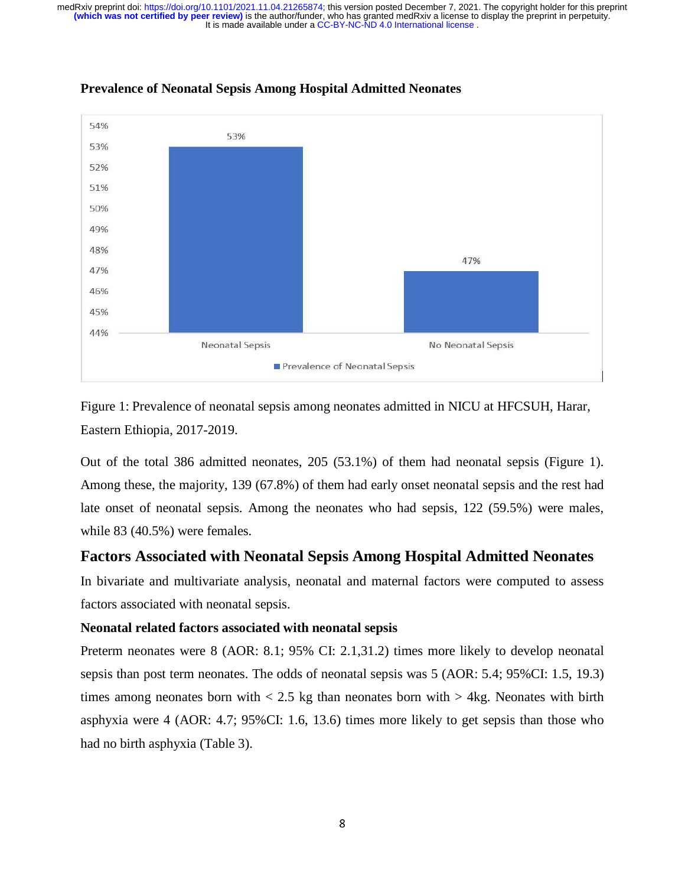### Prevalence of Neonatal Sepsis Among Hospital Admitted Neonates

Figure 1: Prevalence of neonatal sepsis among neonates admitted in NICU at HFCSUH, Harar, Eastern Ethiopia, 2017-2019.

Out of the total 386 admitted neonates, 205 (53.1%) of them had neonatal sepsis (Figure 1). Among these, the majority, 139 (67.8%) of them had early onset neonatal sepsis and the rest had late onset of neonatal sepsis. Among the neonates who had sepsis, 122 (59.5%) were males, while 83 (40.5%) were females.

## Factors Associated with Neonatal Sepsis Among Hospital Admitted Neonates

In bivariate and multivariate analysis, neonatal and maternal factors were computed to assess factors associated with neonatal sepsis.

### Neonatal related factors associated with neonatal sepsis

Preterm neonates were 8 (AOR: 8.1; 95% CI: 2.1,31.2) times more likely to develop neonatal sepsis than post term neonates. The odds of neonatal sepsis was 5 (AOR: 5.4; 95%CI: 1.5, 19.3) times among neonates born with < 2.5 kg than neonates born with > 4kg. Neonates with birth asphyxia were 4 (AOR: 4.7; 95%CI: 1.6, 13.6) times more likely to get sepsis than those who had no birth asphyxia (Table 3).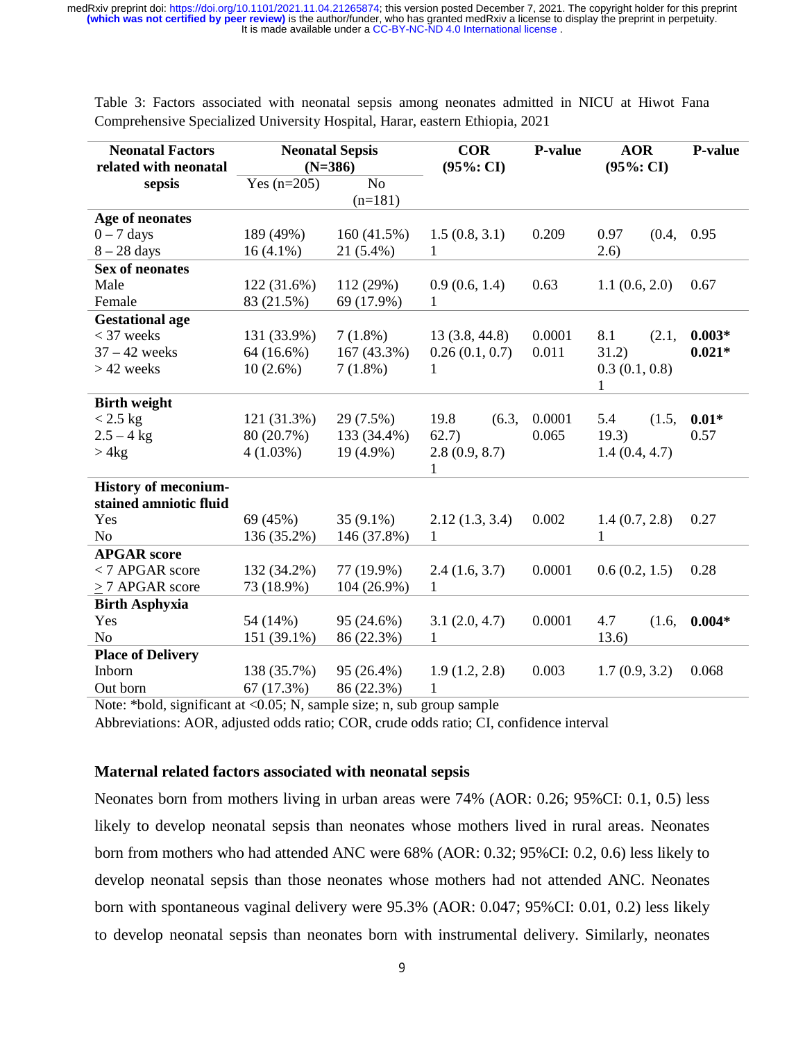Table 3: Factors associated with neonatal sepsis among neonates admitted in NICU at Hiwot Fana Comprehensive Specialized University Hospital, Harar, eastern Ethiopia, 2021

| Neonatal Factors related with neonatal sepsis | Neonatal Sepsis (N=386) | | COR (95%: CI) | P-value | AOR (95%: CI) | P-value |
|---|---|---|---|---|---|---|
| | Yes (n=205) | No (n=181) | | | | |
| **Age of neonates** | | | | | | |
| 0 – 7 days | 189 (49%) | 160 (41.5%) | 1.5 (0.8, 3.1) | 0.209 | 0.97 (0.4, 2.6) | 0.95 |
| 8 – 28 days | 16 (4.1%) | 21 (5.4%) | 1 | | | |
| **Sex of neonates** | | | | | | |
| Male | 122 (31.6%) | 112 (29%) | 0.9 (0.6, 1.4) | 0.63 | 1.1 (0.6, 2.0) | 0.67 |
| Female | 83 (21.5%) | 69 (17.9%) | 1 | | | |
| **Gestational age** | | | | | | |
| < 37 weeks | 131 (33.9%) | 7 (1.8%) | 13 (3.8, 44.8) | 0.0001 | 8.1 (2.1, 31.2) | **0.003*** |
| 37 – 42 weeks | 64 (16.6%) | 167 (43.3%) | 0.26 (0.1, 0.7) | 0.011 | 0.3 (0.1, 0.8) | **0.021*** |
| > 42 weeks | 10 (2.6%) | 7 (1.8%) | 1 | | 1 | |
| **Birth weight** | | | | | | |
| < 2.5 kg | 121 (31.3%) | 29 (7.5%) | 19.8 (6.3, 62.7) | 0.0001 | 5.4 (1.5, 19.3) | **0.01*** |
| 2.5 – 4 kg | 80 (20.7%) | 133 (34.4%) | 2.8 (0.9, 8.7) | 0.065 | 1.4 (0.4, 4.7) | 0.57 |
| > 4kg | 4 (1.03%) | 19 (4.9%) | 1 | | | |
| **History of meconium-stained amniotic fluid** | | | | | | |
| Yes | 69 (45%) | 35 (9.1%) | 2.12 (1.3, 3.4) | 0.002 | 1.4 (0.7, 2.8) | 0.27 |
| No | 136 (35.2%) | 146 (37.8%) | 1 | | 1 | |
| **APGAR score** | | | | | | |
| < 7 APGAR score | 132 (34.2%) | 77 (19.9%) | 2.4 (1.6, 3.7) | 0.0001 | 0.6 (0.2, 1.5) | 0.28 |
| ≥ 7 APGAR score | 73 (18.9%) | 104 (26.9%) | 1 | | | |
| **Birth Asphyxia** | | | | | | |
| Yes | 54 (14%) | 95 (24.6%) | 3.1 (2.0, 4.7) | 0.0001 | 4.7 (1.6, 13.6) | **0.004*** |
| No | 151 (39.1%) | 86 (22.3%) | 1 | | | |
| **Place of Delivery** | | | | | | |
| Inborn | 138 (35.7%) | 95 (26.4%) | 1.9 (1.2, 2.8) | 0.003 | 1.7 (0.9, 3.2) | 0.068 |
| Out born | 67 (17.3%) | 86 (22.3%) | 1 | | | |

Note: *bold, significant at <0.05; N, sample size; n, sub group sample

Abbreviations: AOR, adjusted odds ratio; COR, crude odds ratio; CI, confidence interval

### Maternal related factors associated with neonatal sepsis

Neonates born from mothers living in urban areas were 74% (AOR: 0.26; 95%CI: 0.1, 0.5) less likely to develop neonatal sepsis than neonates whose mothers lived in rural areas. Neonates born from mothers who had attended ANC were 68% (AOR: 0.32; 95%CI: 0.2, 0.6) less likely to develop neonatal sepsis than those neonates whose mothers had not attended ANC. Neonates born with spontaneous vaginal delivery were 95.3% (AOR: 0.047; 95%CI: 0.01, 0.2) less likely to develop neonatal sepsis than neonates born with instrumental delivery. Similarly, neonates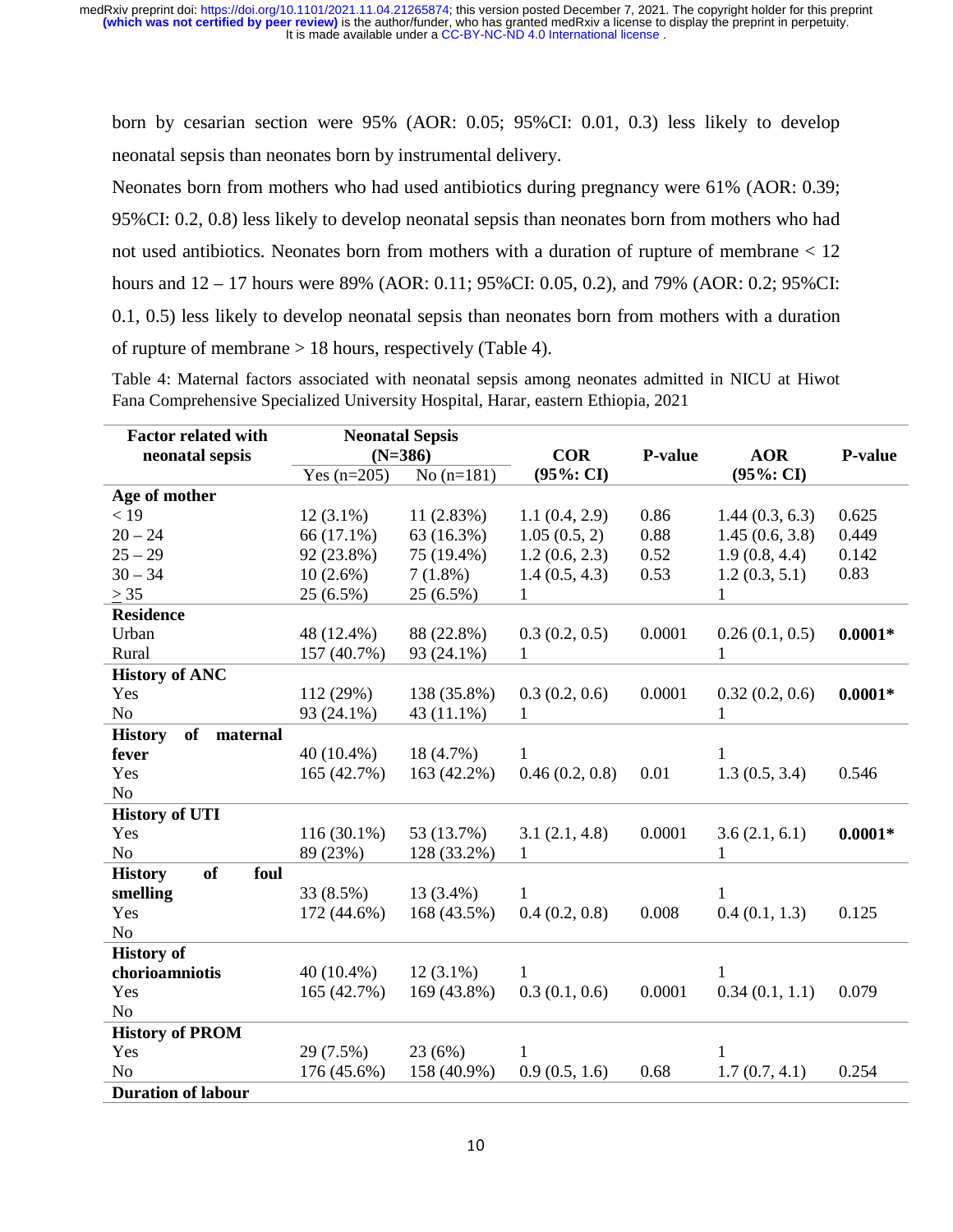born by cesarian section were 95% (AOR: 0.05; 95%CI: 0.01, 0.3) less likely to develop neonatal sepsis than neonates born by instrumental delivery.

Neonates born from mothers who had used antibiotics during pregnancy were 61% (AOR: 0.39; 95%CI: 0.2, 0.8) less likely to develop neonatal sepsis than neonates born from mothers who had not used antibiotics. Neonates born from mothers with a duration of rupture of membrane < 12 hours and 12 – 17 hours were 89% (AOR: 0.11; 95%CI: 0.05, 0.2), and 79% (AOR: 0.2; 95%CI: 0.1, 0.5) less likely to develop neonatal sepsis than neonates born from mothers with a duration of rupture of membrane > 18 hours, respectively (Table 4).

Table 4: Maternal factors associated with neonatal sepsis among neonates admitted in NICU at Hiwot Fana Comprehensive Specialized University Hospital, Harar, eastern Ethiopia, 2021

| Factor related with neonatal sepsis | Neonatal Sepsis (N=386) | | COR (95%: CI) | P-value | AOR (95%: CI) | P-value |
|---|---|---|---|---|---|---|
| | Yes (n=205) | No (n=181) | | | | |
| **Age of mother** | | | | | | |
| < 19 | 12 (3.1%) | 11 (2.83%) | 1.1 (0.4, 2.9) | 0.86 | 1.44 (0.3, 6.3) | 0.625 |
| 20 – 24 | 66 (17.1%) | 63 (16.3%) | 1.05 (0.5, 2) | 0.88 | 1.45 (0.6, 3.8) | 0.449 |
| 25 – 29 | 92 (23.8%) | 75 (19.4%) | 1.2 (0.6, 2.3) | 0.52 | 1.9 (0.8, 4.4) | 0.142 |
| 30 – 34 | 10 (2.6%) | 7 (1.8%) | 1.4 (0.5, 4.3) | 0.53 | 1.2 (0.3, 5.1) | 0.83 |
| ≥ 35 | 25 (6.5%) | 25 (6.5%) | 1 | | 1 | |
| **Residence** | | | | | | |
| Urban | 48 (12.4%) | 88 (22.8%) | 0.3 (0.2, 0.5) | 0.0001 | 0.26 (0.1, 0.5) | **0.0001*** |
| Rural | 157 (40.7%) | 93 (24.1%) | 1 | | 1 | |
| **History of ANC** | | | | | | |
| Yes | 112 (29%) | 138 (35.8%) | 0.3 (0.2, 0.6) | 0.0001 | 0.32 (0.2, 0.6) | **0.0001*** |
| No | 93 (24.1%) | 43 (11.1%) | 1 | | 1 | |
| **History of maternal fever** | | | | | | |
| Yes | 40 (10.4%) | 18 (4.7%) | 1 | | 1 | |
| No | 165 (42.7%) | 163 (42.2%) | 0.46 (0.2, 0.8) | 0.01 | 1.3 (0.5, 3.4) | 0.546 |
| **History of UTI** | | | | | | |
| Yes | 116 (30.1%) | 53 (13.7%) | 3.1 (2.1, 4.8) | 0.0001 | 3.6 (2.1, 6.1) | **0.0001*** |
| No | 89 (23%) | 128 (33.2%) | 1 | | 1 | |
| **History of foul smelling** | | | | | | |
| Yes | 33 (8.5%) | 13 (3.4%) | 1 | | 1 | |
| No | 172 (44.6%) | 168 (43.5%) | 0.4 (0.2, 0.8) | 0.008 | 0.4 (0.1, 1.3) | 0.125 |
| **History of chorioamniotis** | | | | | | |
| Yes | 40 (10.4%) | 12 (3.1%) | 1 | | 1 | |
| No | 165 (42.7%) | 169 (43.8%) | 0.3 (0.1, 0.6) | 0.0001 | 0.34 (0.1, 1.1) | 0.079 |
| **History of PROM** | | | | | | |
| Yes | 29 (7.5%) | 23 (6%) | 1 | | 1 | |
| No | 176 (45.6%) | 158 (40.9%) | 0.9 (0.5, 1.6) | 0.68 | 1.7 (0.7, 4.1) | 0.254 |
| **Duration of labour** | | | | | | |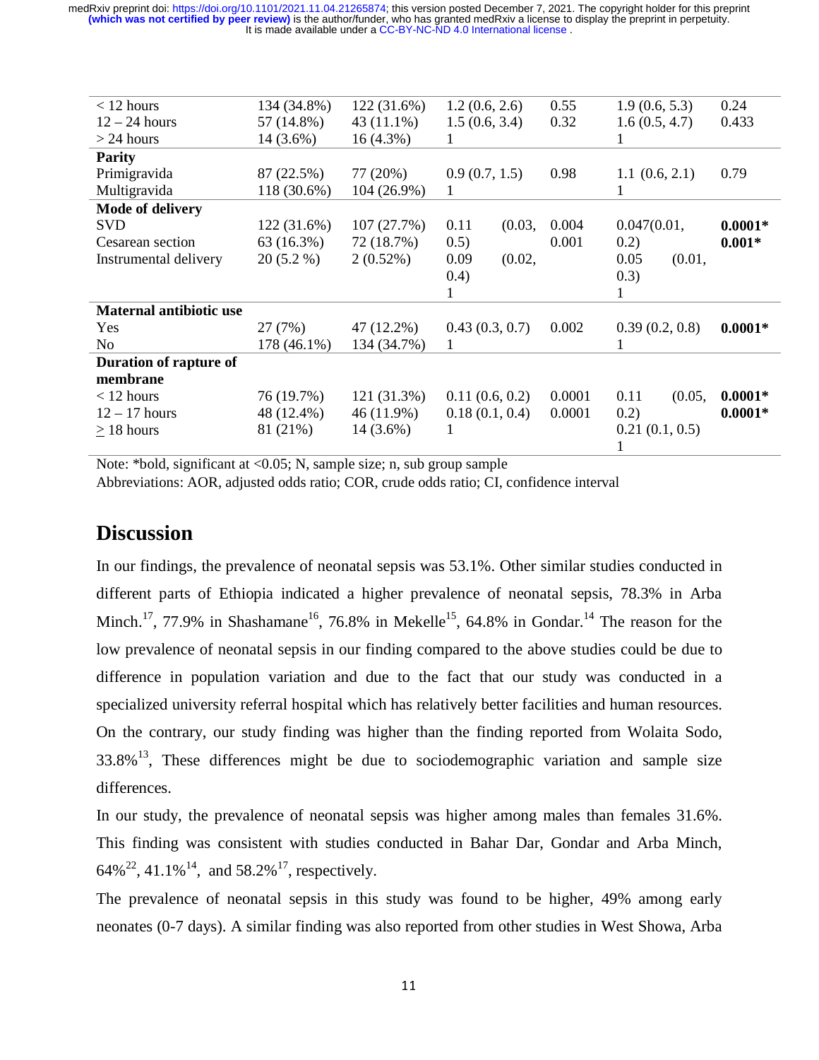| | | | | | | |
|---|---|---|---|---|---|---|
| < 12 hours | 134 (34.8%) | 122 (31.6%) | 1.2 (0.6, 2.6) | 0.55 | 1.9 (0.6, 5.3) | 0.24 |
| 12 – 24 hours | 57 (14.8%) | 43 (11.1%) | 1.5 (0.6, 3.4) | 0.32 | 1.6 (0.5, 4.7) | 0.433 |
| > 24 hours | 14 (3.6%) | 16 (4.3%) | 1 | | 1 | |
| **Parity** | | | | | | |
| Primigravida | 87 (22.5%) | 77 (20%) | 0.9 (0.7, 1.5) | 0.98 | 1.1 (0.6, 2.1) | 0.79 |
| Multigravida | 118 (30.6%) | 104 (26.9%) | 1 | | 1 | |
| **Mode of delivery** | | | | | | |
| SVD | 122 (31.6%) | 107 (27.7%) | 0.11 (0.03, 0.5) | 0.004 | 0.047(0.01, 0.2) | **0.0001*** |
| Cesarean section | 63 (16.3%) | 72 (18.7%) | 0.09 (0.02, 0.4) | 0.001 | 0.05 (0.01, 0.3) | **0.001*** |
| Instrumental delivery | 20 (5.2 %) | 2 (0.52%) | 1 | | 1 | |
| **Maternal antibiotic use** | | | | | | |
| Yes | 27 (7%) | 47 (12.2%) | 0.43 (0.3, 0.7) | 0.002 | 0.39 (0.2, 0.8) | **0.0001*** |
| No | 178 (46.1%) | 134 (34.7%) | 1 | | 1 | |
| **Duration of rapture of membrane** | | | | | | |
| < 12 hours | 76 (19.7%) | 121 (31.3%) | 0.11 (0.6, 0.2) | 0.0001 | 0.11 (0.05, 0.2) | **0.0001*** |
| 12 – 17 hours | 48 (12.4%) | 46 (11.9%) | 0.18 (0.1, 0.4) | 0.0001 | 0.21 (0.1, 0.5) | **0.0001*** |
| ≥ 18 hours | 81 (21%) | 14 (3.6%) | 1 | | 1 | |

Note: *bold, significant at <0.05; N, sample size; n, sub group sample

Abbreviations: AOR, adjusted odds ratio; COR, crude odds ratio; CI, confidence interval

## Discussion

In our findings, the prevalence of neonatal sepsis was 53.1%. Other similar studies conducted in different parts of Ethiopia indicated a higher prevalence of neonatal sepsis, 78.3% in Arba Minch.[17], 77.9% in Shashamane[16], 76.8% in Mekelle[15], 64.8% in Gondar.[14] The reason for the low prevalence of neonatal sepsis in our finding compared to the above studies could be due to difference in population variation and due to the fact that our study was conducted in a specialized university referral hospital which has relatively better facilities and human resources. On the contrary, our study finding was higher than the finding reported from Wolaita Sodo, 33.8%[13], These differences might be due to sociodemographic variation and sample size differences.

In our study, the prevalence of neonatal sepsis was higher among males than females 31.6%. This finding was consistent with studies conducted in Bahar Dar, Gondar and Arba Minch, 64%[22], 41.1%[14], and 58.2%[17], respectively.

The prevalence of neonatal sepsis in this study was found to be higher, 49% among early neonates (0-7 days). A similar finding was also reported from other studies in West Showa, Arba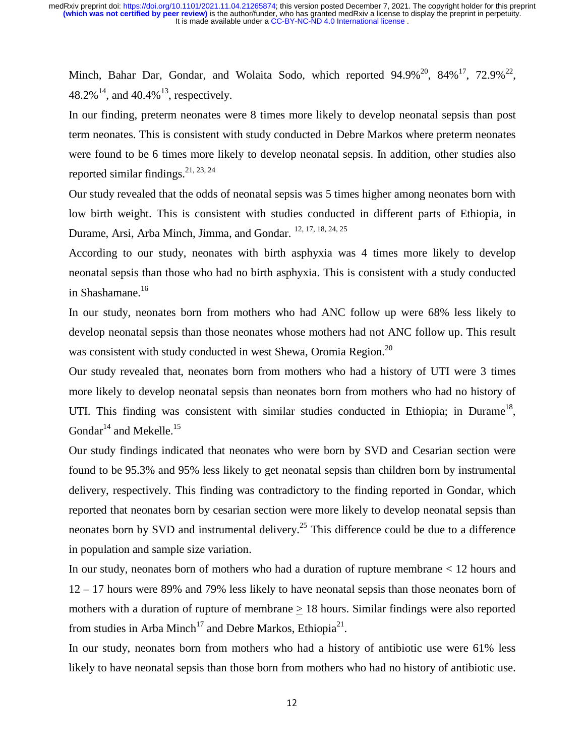Minch, Bahar Dar, Gondar, and Wolaita Sodo, which reported 94.9%[20], 84%[17], 72.9%[22], 48.2%[14], and 40.4%[13], respectively.

In our finding, preterm neonates were 8 times more likely to develop neonatal sepsis than post term neonates. This is consistent with study conducted in Debre Markos where preterm neonates were found to be 6 times more likely to develop neonatal sepsis. In addition, other studies also reported similar findings.[21, 23, 24]

Our study revealed that the odds of neonatal sepsis was 5 times higher among neonates born with low birth weight. This is consistent with studies conducted in different parts of Ethiopia, in Durame, Arsi, Arba Minch, Jimma, and Gondar. [12, 17, 18, 24, 25]

According to our study, neonates with birth asphyxia was 4 times more likely to develop neonatal sepsis than those who had no birth asphyxia. This is consistent with a study conducted in Shashamane.[16]

In our study, neonates born from mothers who had ANC follow up were 68% less likely to develop neonatal sepsis than those neonates whose mothers had not ANC follow up. This result was consistent with study conducted in west Shewa, Oromia Region.[20]

Our study revealed that, neonates born from mothers who had a history of UTI were 3 times more likely to develop neonatal sepsis than neonates born from mothers who had no history of UTI. This finding was consistent with similar studies conducted in Ethiopia; in Durame[18], Gondar[14] and Mekelle.[15]

Our study findings indicated that neonates who were born by SVD and Cesarian section were found to be 95.3% and 95% less likely to get neonatal sepsis than children born by instrumental delivery, respectively. This finding was contradictory to the finding reported in Gondar, which reported that neonates born by cesarian section were more likely to develop neonatal sepsis than neonates born by SVD and instrumental delivery.[25] This difference could be due to a difference in population and sample size variation.

In our study, neonates born of mothers who had a duration of rupture membrane < 12 hours and 12 – 17 hours were 89% and 79% less likely to have neonatal sepsis than those neonates born of mothers with a duration of rupture of membrane $\geq$ 18 hours. Similar findings were also reported from studies in Arba Minch[17] and Debre Markos, Ethiopia[21].

In our study, neonates born from mothers who had a history of antibiotic use were 61% less likely to have neonatal sepsis than those born from mothers who had no history of antibiotic use.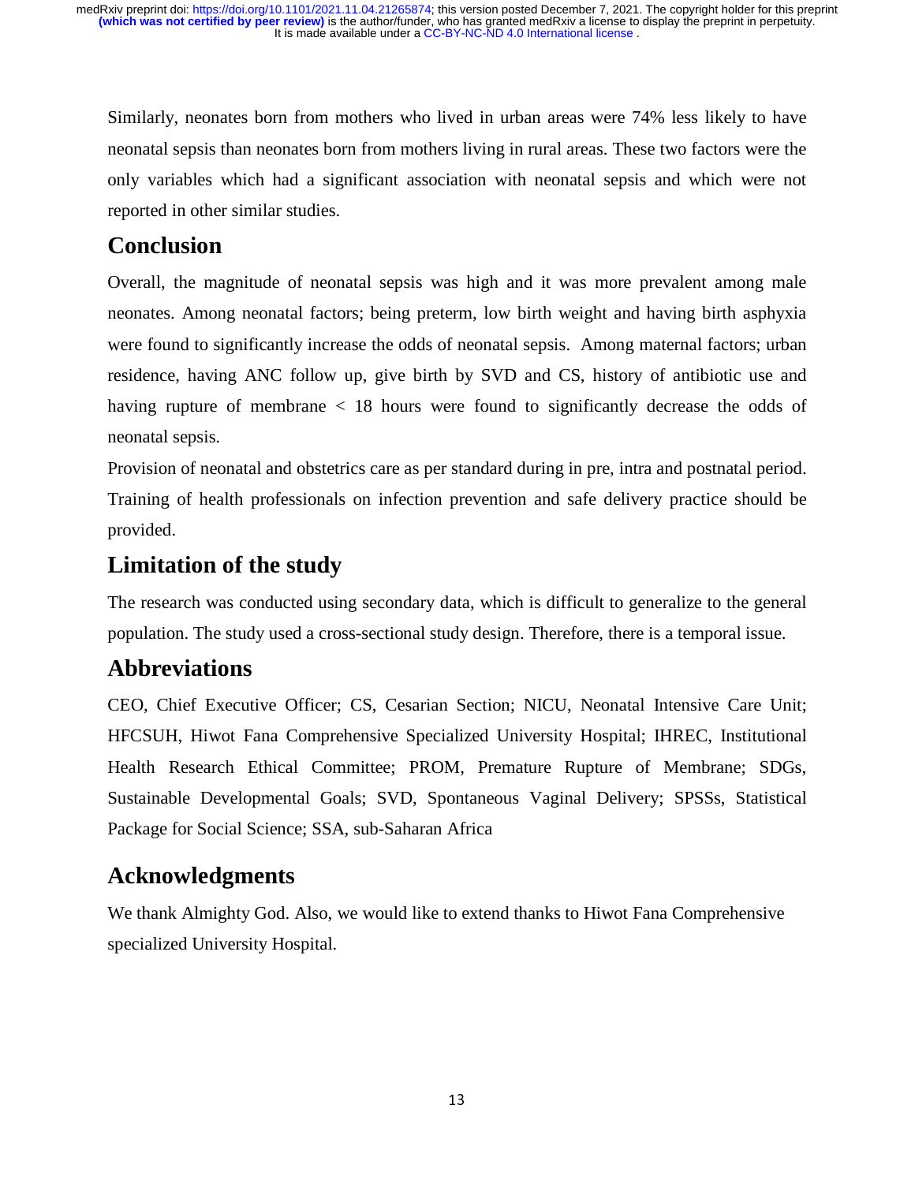Similarly, neonates born from mothers who lived in urban areas were 74% less likely to have neonatal sepsis than neonates born from mothers living in rural areas. These two factors were the only variables which had a significant association with neonatal sepsis and which were not reported in other similar studies.

## Conclusion

Overall, the magnitude of neonatal sepsis was high and it was more prevalent among male neonates. Among neonatal factors; being preterm, low birth weight and having birth asphyxia were found to significantly increase the odds of neonatal sepsis. Among maternal factors; urban residence, having ANC follow up, give birth by SVD and CS, history of antibiotic use and having rupture of membrane < 18 hours were found to significantly decrease the odds of neonatal sepsis.

Provision of neonatal and obstetrics care as per standard during in pre, intra and postnatal period. Training of health professionals on infection prevention and safe delivery practice should be provided.

## Limitation of the study

The research was conducted using secondary data, which is difficult to generalize to the general population. The study used a cross-sectional study design. Therefore, there is a temporal issue.

## Abbreviations

CEO, Chief Executive Officer; CS, Cesarian Section; NICU, Neonatal Intensive Care Unit; HFCSUH, Hiwot Fana Comprehensive Specialized University Hospital; IHREC, Institutional Health Research Ethical Committee; PROM, Premature Rupture of Membrane; SDGs, Sustainable Developmental Goals; SVD, Spontaneous Vaginal Delivery; SPSSs, Statistical Package for Social Science; SSA, sub-Saharan Africa

## Acknowledgments

We thank Almighty God. Also, we would like to extend thanks to Hiwot Fana Comprehensive specialized University Hospital.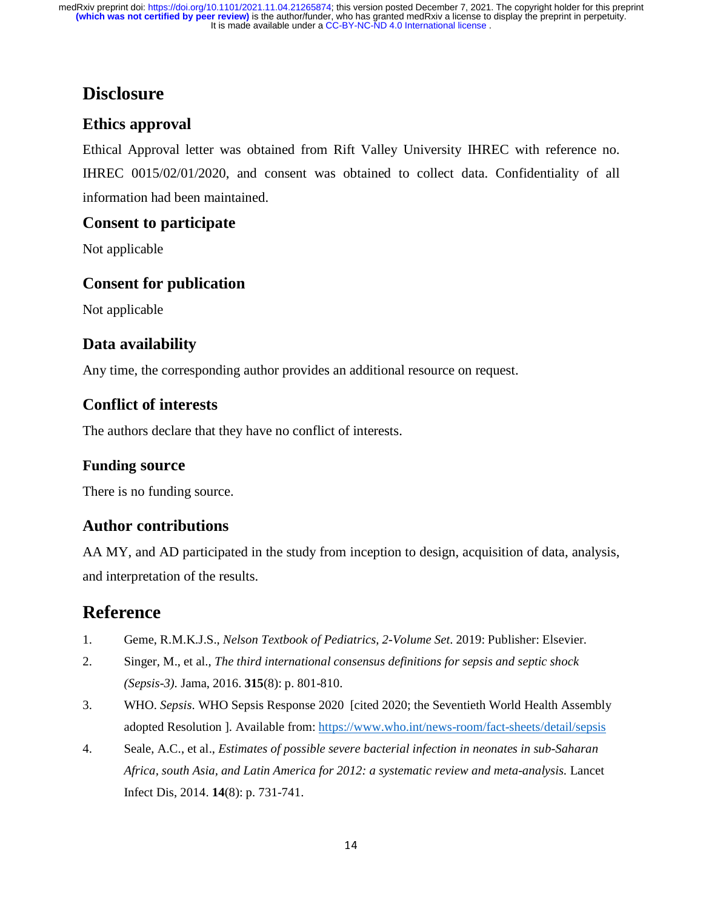# Disclosure

## Ethics approval

Ethical Approval letter was obtained from Rift Valley University IHREC with reference no. IHREC 0015/02/01/2020, and consent was obtained to collect data. Confidentiality of all information had been maintained.

## Consent to participate

Not applicable

## Consent for publication

Not applicable

## Data availability

Any time, the corresponding author provides an additional resource on request.

## Conflict of interests

The authors declare that they have no conflict of interests.

## Funding source

There is no funding source.

## Author contributions

AA MY, and AD participated in the study from inception to design, acquisition of data, analysis, and interpretation of the results.

# Reference

1. Geme, R.M.K.J.S., *Nelson Textbook of Pediatrics, 2-Volume Set*. 2019: Publisher: Elsevier.
2. Singer, M., et al., *The third international consensus definitions for sepsis and septic shock (Sepsis-3)*. Jama, 2016. **315**(8): p. 801-810.
3. WHO. *Sepsis*. WHO Sepsis Response 2020 [cited 2020; the Seventieth World Health Assembly adopted Resolution ]. Available from: https://www.who.int/news-room/fact-sheets/detail/sepsis
4. Seale, A.C., et al., *Estimates of possible severe bacterial infection in neonates in sub-Saharan Africa, south Asia, and Latin America for 2012: a systematic review and meta-analysis.* Lancet Infect Dis, 2014. **14**(8): p. 731-741.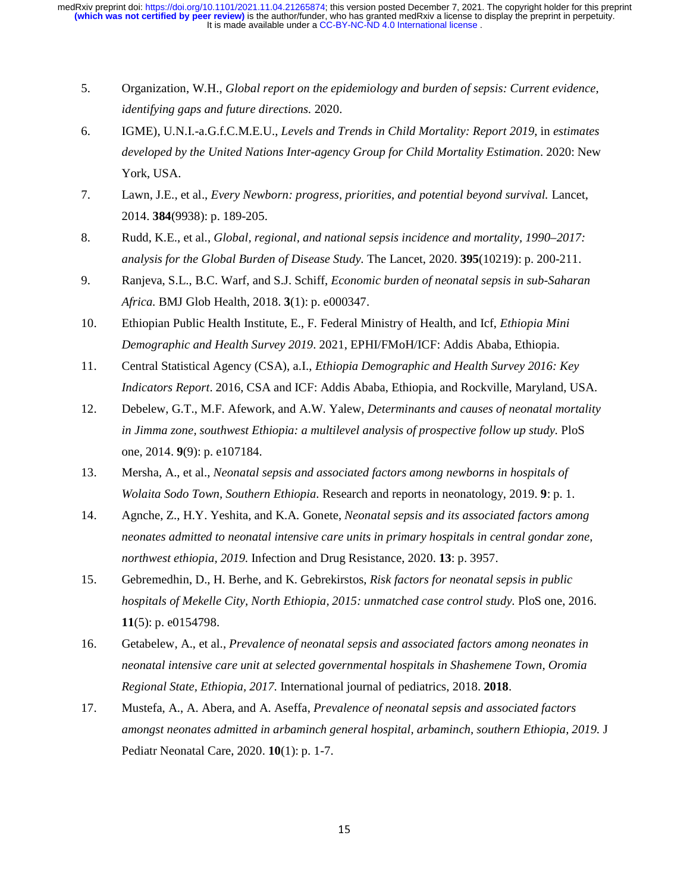5. Organization, W.H., *Global report on the epidemiology and burden of sepsis: Current evidence, identifying gaps and future directions.* 2020.
6. IGME), U.N.I.-a.G.f.C.M.E.U., *Levels and Trends in Child Mortality: Report 2019*, in *estimates developed by the United Nations Inter-agency Group for Child Mortality Estimation*. 2020: New York, USA.
7. Lawn, J.E., et al., *Every Newborn: progress, priorities, and potential beyond survival.* Lancet, 2014. **384**(9938): p. 189-205.
8. Rudd, K.E., et al., *Global, regional, and national sepsis incidence and mortality, 1990–2017: analysis for the Global Burden of Disease Study.* The Lancet, 2020. **395**(10219): p. 200-211.
9. Ranjeva, S.L., B.C. Warf, and S.J. Schiff, *Economic burden of neonatal sepsis in sub-Saharan Africa.* BMJ Glob Health, 2018. **3**(1): p. e000347.
10. Ethiopian Public Health Institute, E., F. Federal Ministry of Health, and Icf, *Ethiopia Mini Demographic and Health Survey 2019*. 2021, EPHI/FMoH/ICF: Addis Ababa, Ethiopia.
11. Central Statistical Agency (CSA), a.I., *Ethiopia Demographic and Health Survey 2016: Key Indicators Report*. 2016, CSA and ICF: Addis Ababa, Ethiopia, and Rockville, Maryland, USA.
12. Debelew, G.T., M.F. Afework, and A.W. Yalew, *Determinants and causes of neonatal mortality in Jimma zone, southwest Ethiopia: a multilevel analysis of prospective follow up study.* PloS one, 2014. **9**(9): p. e107184.
13. Mersha, A., et al., *Neonatal sepsis and associated factors among newborns in hospitals of Wolaita Sodo Town, Southern Ethiopia.* Research and reports in neonatology, 2019. **9**: p. 1.
14. Agnche, Z., H.Y. Yeshita, and K.A. Gonete, *Neonatal sepsis and its associated factors among neonates admitted to neonatal intensive care units in primary hospitals in central gondar zone, northwest ethiopia, 2019.* Infection and Drug Resistance, 2020. **13**: p. 3957.
15. Gebremedhin, D., H. Berhe, and K. Gebrekirstos, *Risk factors for neonatal sepsis in public hospitals of Mekelle City, North Ethiopia, 2015: unmatched case control study.* PloS one, 2016. **11**(5): p. e0154798.
16. Getabelew, A., et al., *Prevalence of neonatal sepsis and associated factors among neonates in neonatal intensive care unit at selected governmental hospitals in Shashemene Town, Oromia Regional State, Ethiopia, 2017.* International journal of pediatrics, 2018. **2018**.
17. Mustefa, A., A. Abera, and A. Aseffa, *Prevalence of neonatal sepsis and associated factors amongst neonates admitted in arbaminch general hospital, arbaminch, southern Ethiopia, 2019.* J Pediatr Neonatal Care, 2020. **10**(1): p. 1-7.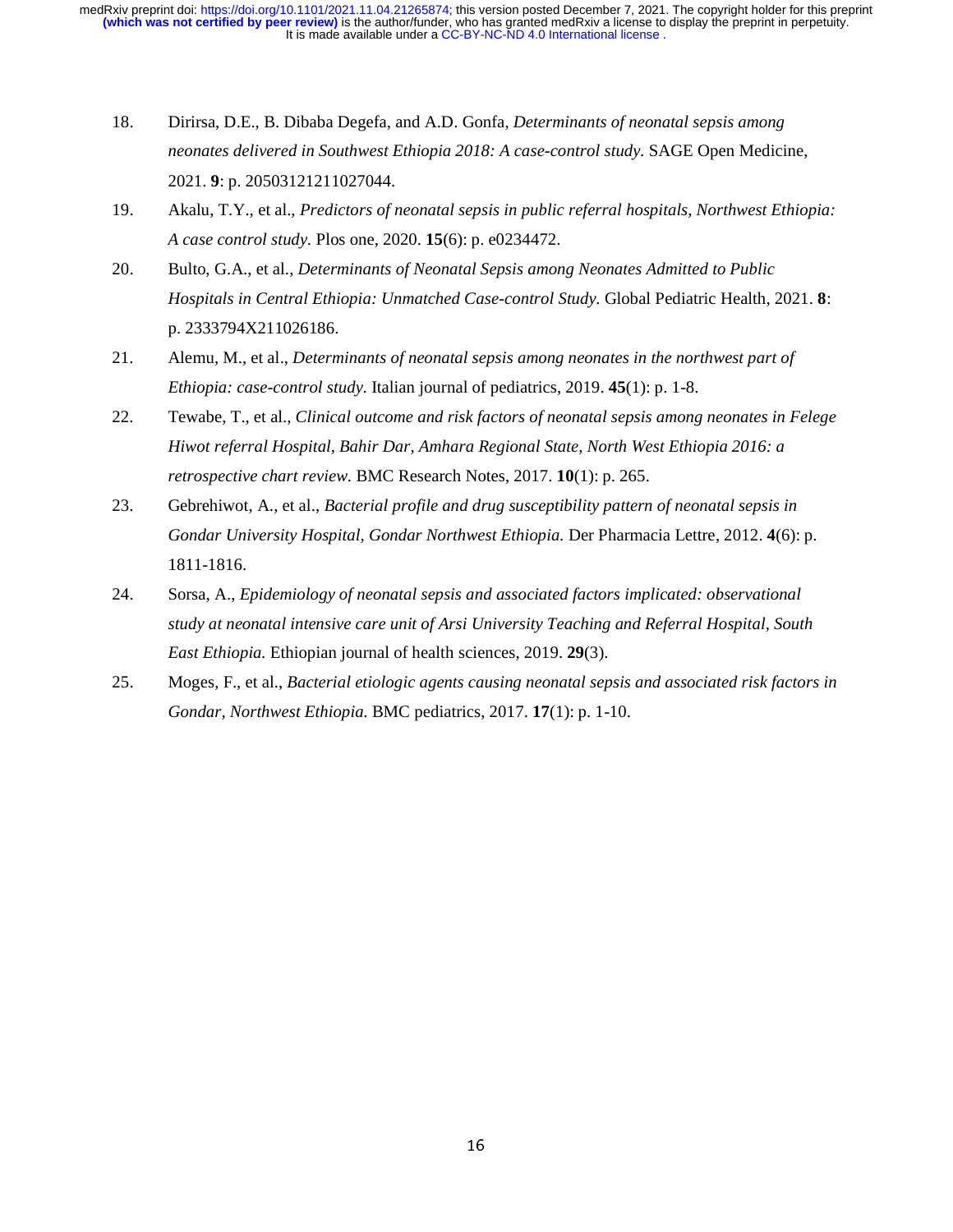18. Dirirsa, D.E., B. Dibaba Degefa, and A.D. Gonfa, *Determinants of neonatal sepsis among neonates delivered in Southwest Ethiopia 2018: A case-control study.* SAGE Open Medicine, 2021. **9**: p. 20503121211027044.
19. Akalu, T.Y., et al., *Predictors of neonatal sepsis in public referral hospitals, Northwest Ethiopia: A case control study.* Plos one, 2020. **15**(6): p. e0234472.
20. Bulto, G.A., et al., *Determinants of Neonatal Sepsis among Neonates Admitted to Public Hospitals in Central Ethiopia: Unmatched Case-control Study.* Global Pediatric Health, 2021. **8**: p. 2333794X211026186.
21. Alemu, M., et al., *Determinants of neonatal sepsis among neonates in the northwest part of Ethiopia: case-control study.* Italian journal of pediatrics, 2019. **45**(1): p. 1-8.
22. Tewabe, T., et al., *Clinical outcome and risk factors of neonatal sepsis among neonates in Felege Hiwot referral Hospital, Bahir Dar, Amhara Regional State, North West Ethiopia 2016: a retrospective chart review.* BMC Research Notes, 2017. **10**(1): p. 265.
23. Gebrehiwot, A., et al., *Bacterial profile and drug susceptibility pattern of neonatal sepsis in Gondar University Hospital, Gondar Northwest Ethiopia.* Der Pharmacia Lettre, 2012. **4**(6): p. 1811-1816.
24. Sorsa, A., *Epidemiology of neonatal sepsis and associated factors implicated: observational study at neonatal intensive care unit of Arsi University Teaching and Referral Hospital, South East Ethiopia.* Ethiopian journal of health sciences, 2019. **29**(3).
25. Moges, F., et al., *Bacterial etiologic agents causing neonatal sepsis and associated risk factors in Gondar, Northwest Ethiopia.* BMC pediatrics, 2017. **17**(1): p. 1-10.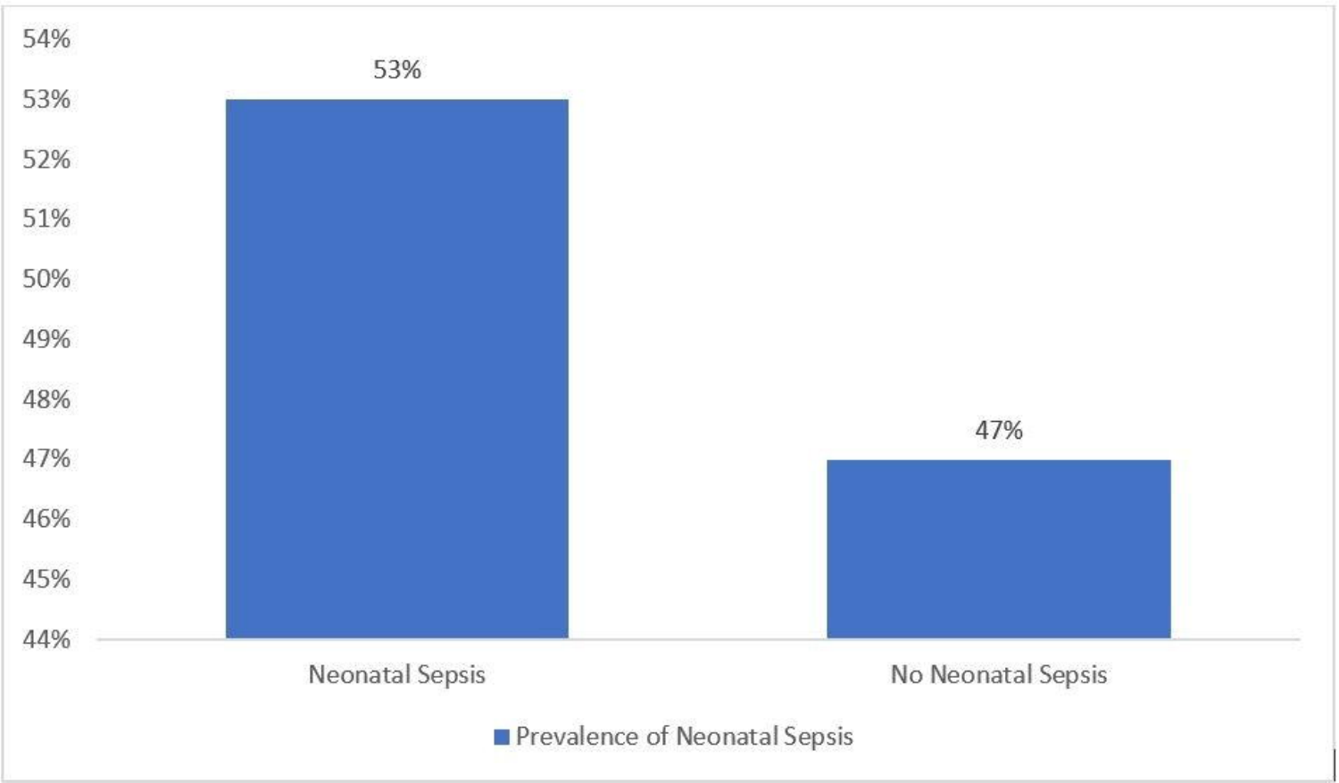54%
53%
52%
51%
50%
49%
48%
47%
46%
45%
44%

53%
47%

Neonatal Sepsis
No Neonatal Sepsis

Prevalence of Neonatal Sepsis